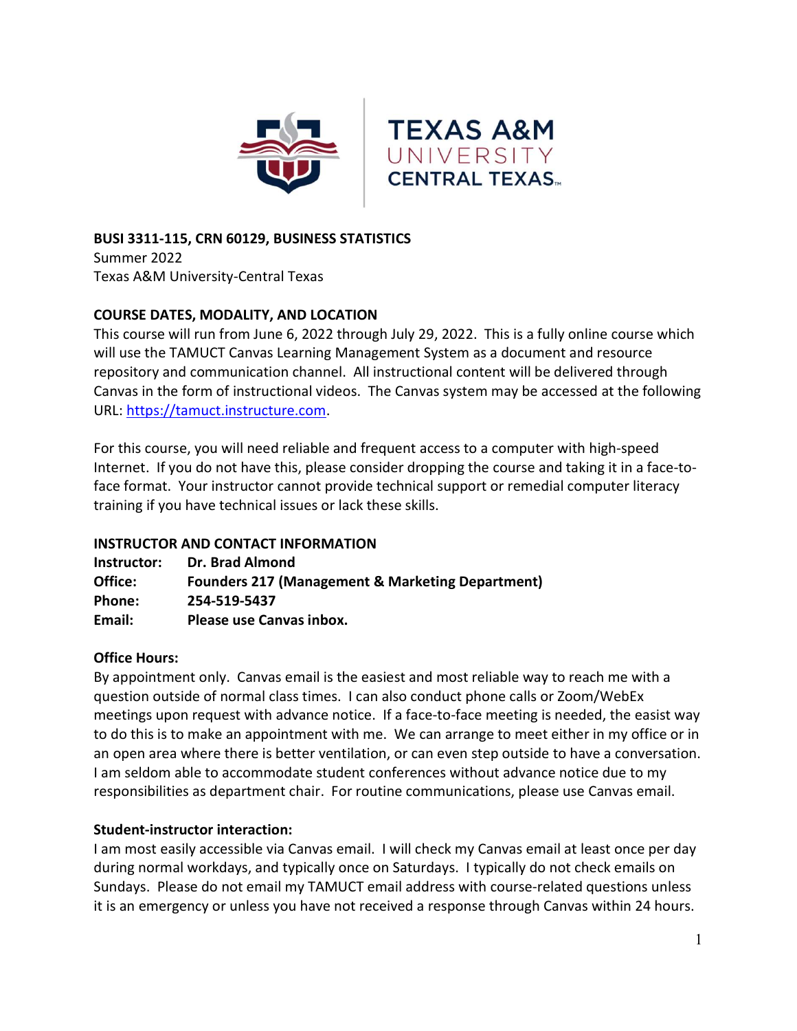**BUSI 3311-115, CRN 60129, BUSINESS STATISTICS**
Summer 2022
Texas A&M University-Central Texas

**COURSE DATES, MODALITY, AND LOCATION**

This course will run from June 6, 2022 through July 29, 2022. This is a fully online course which will use the TAMUCT Canvas Learning Management System as a document and resource repository and communication channel. All instructional content will be delivered through Canvas in the form of instructional videos. The Canvas system may be accessed at the following URL: https://tamuct.instructure.com.

For this course, you will need reliable and frequent access to a computer with high-speed Internet. If you do not have this, please consider dropping the course and taking it in a face-to-face format. Your instructor cannot provide technical support or remedial computer literacy training if you have technical issues or lack these skills.

**INSTRUCTOR AND CONTACT INFORMATION**

**Instructor:** **Dr. Brad Almond**
**Office:** **Founders 217 (Management & Marketing Department)**
**Phone:** **254-519-5437**
**Email:** **Please use Canvas inbox.**

**Office Hours:**

By appointment only. Canvas email is the easiest and most reliable way to reach me with a question outside of normal class times. I can also conduct phone calls or Zoom/WebEx meetings upon request with advance notice. If a face-to-face meeting is needed, the easist way to do this is to make an appointment with me. We can arrange to meet either in my office or in an open area where there is better ventilation, or can even step outside to have a conversation. I am seldom able to accommodate student conferences without advance notice due to my responsibilities as department chair. For routine communications, please use Canvas email.

**Student-instructor interaction:**

I am most easily accessible via Canvas email. I will check my Canvas email at least once per day during normal workdays, and typically once on Saturdays. I typically do not check emails on Sundays. Please do not email my TAMUCT email address with course-related questions unless it is an emergency or unless you have not received a response through Canvas within 24 hours.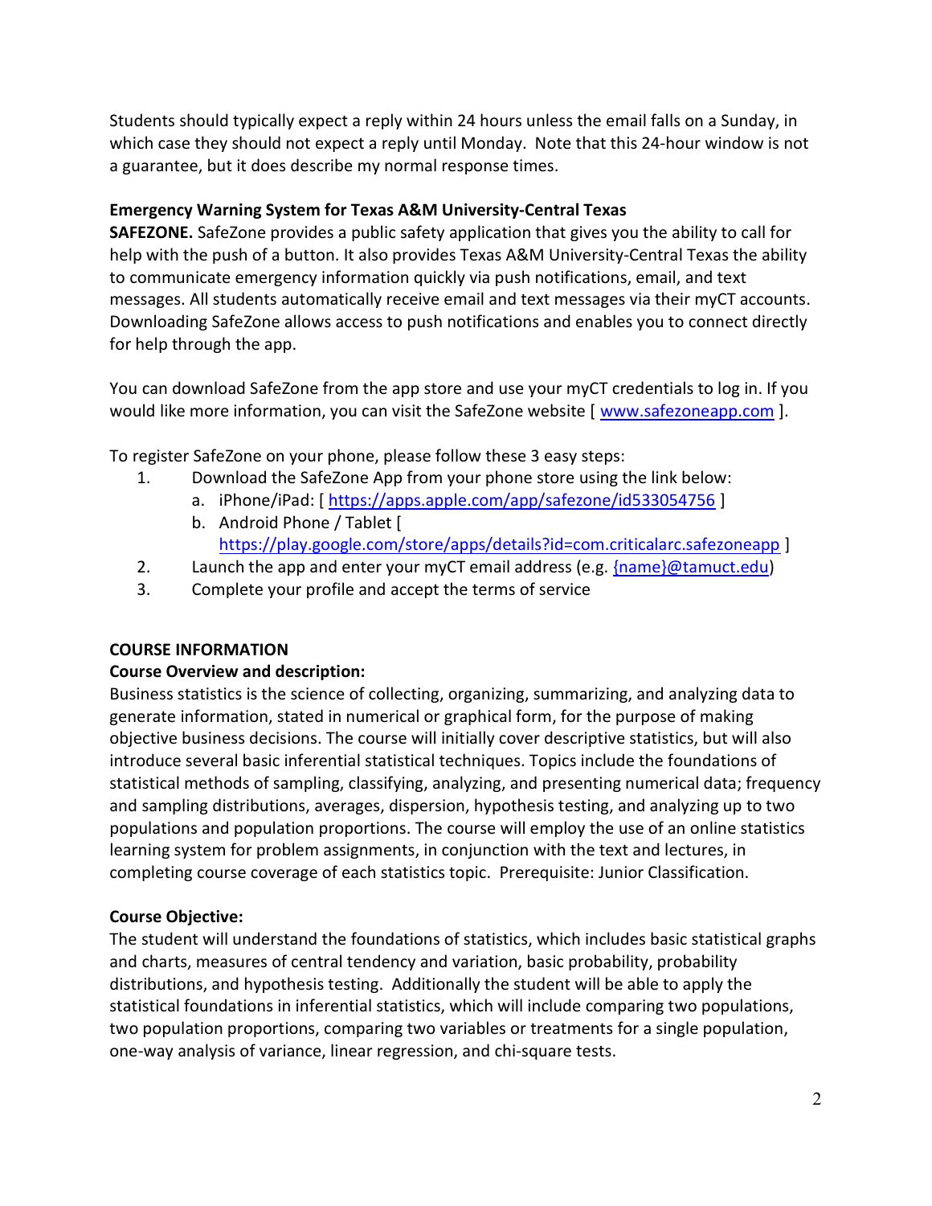Students should typically expect a reply within 24 hours unless the email falls on a Sunday, in which case they should not expect a reply until Monday. Note that this 24-hour window is not a guarantee, but it does describe my normal response times.

### Emergency Warning System for Texas A&M University-Central Texas

**SAFEZONE.** SafeZone provides a public safety application that gives you the ability to call for help with the push of a button. It also provides Texas A&M University-Central Texas the ability to communicate emergency information quickly via push notifications, email, and text messages. All students automatically receive email and text messages via their myCT accounts. Downloading SafeZone allows access to push notifications and enables you to connect directly for help through the app.

You can download SafeZone from the app store and use your myCT credentials to log in. If you would like more information, you can visit the SafeZone website [ www.safezoneapp.com ].

To register SafeZone on your phone, please follow these 3 easy steps:

1. Download the SafeZone App from your phone store using the link below:
   a. iPhone/iPad: [ https://apps.apple.com/app/safezone/id533054756 ]
   b. Android Phone / Tablet [ https://play.google.com/store/apps/details?id=com.criticalarc.safezoneapp ]
2. Launch the app and enter your myCT email address (e.g. {name}@tamuct.edu)
3. Complete your profile and accept the terms of service

## COURSE INFORMATION

### Course Overview and description:

Business statistics is the science of collecting, organizing, summarizing, and analyzing data to generate information, stated in numerical or graphical form, for the purpose of making objective business decisions. The course will initially cover descriptive statistics, but will also introduce several basic inferential statistical techniques. Topics include the foundations of statistical methods of sampling, classifying, analyzing, and presenting numerical data; frequency and sampling distributions, averages, dispersion, hypothesis testing, and analyzing up to two populations and population proportions. The course will employ the use of an online statistics learning system for problem assignments, in conjunction with the text and lectures, in completing course coverage of each statistics topic. Prerequisite: Junior Classification.

### Course Objective:

The student will understand the foundations of statistics, which includes basic statistical graphs and charts, measures of central tendency and variation, basic probability, probability distributions, and hypothesis testing. Additionally the student will be able to apply the statistical foundations in inferential statistics, which will include comparing two populations, two population proportions, comparing two variables or treatments for a single population, one-way analysis of variance, linear regression, and chi-square tests.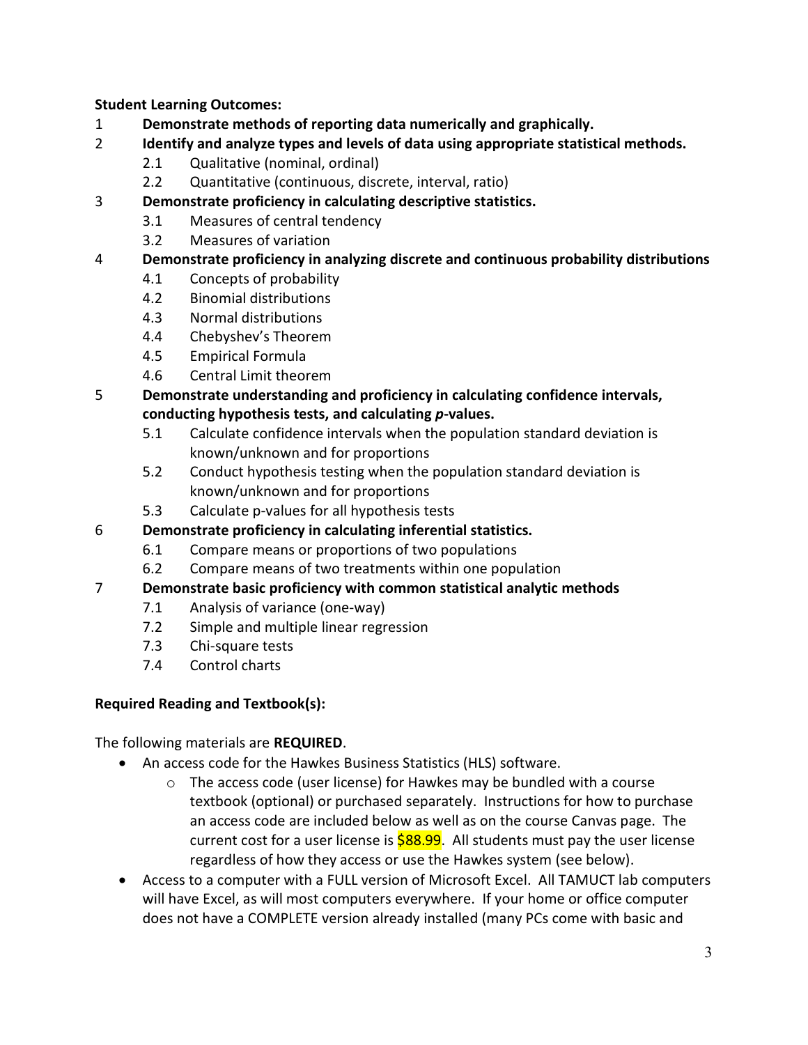**Student Learning Outcomes:**

1. **Demonstrate methods of reporting data numerically and graphically.**
2. **Identify and analyze types and levels of data using appropriate statistical methods.**
    - 2.1 Qualitative (nominal, ordinal)
    - 2.2 Quantitative (continuous, discrete, interval, ratio)
3. **Demonstrate proficiency in calculating descriptive statistics.**
    - 3.1 Measures of central tendency
    - 3.2 Measures of variation
4. **Demonstrate proficiency in analyzing discrete and continuous probability distributions**
    - 4.1 Concepts of probability
    - 4.2 Binomial distributions
    - 4.3 Normal distributions
    - 4.4 Chebyshev's Theorem
    - 4.5 Empirical Formula
    - 4.6 Central Limit theorem
5. **Demonstrate understanding and proficiency in calculating confidence intervals, conducting hypothesis tests, and calculating *p*-values.**
    - 5.1 Calculate confidence intervals when the population standard deviation is known/unknown and for proportions
    - 5.2 Conduct hypothesis testing when the population standard deviation is known/unknown and for proportions
    - 5.3 Calculate p-values for all hypothesis tests
6. **Demonstrate proficiency in calculating inferential statistics.**
    - 6.1 Compare means or proportions of two populations
    - 6.2 Compare means of two treatments within one population
7. **Demonstrate basic proficiency with common statistical analytic methods**
    - 7.1 Analysis of variance (one-way)
    - 7.2 Simple and multiple linear regression
    - 7.3 Chi-square tests
    - 7.4 Control charts

**Required Reading and Textbook(s):**

The following materials are **REQUIRED**.

- An access code for the Hawkes Business Statistics (HLS) software.
    - The access code (user license) for Hawkes may be bundled with a course textbook (optional) or purchased separately. Instructions for how to purchase an access code are included below as well as on the course Canvas page. The current cost for a user license is $88.99. All students must pay the user license regardless of how they access or use the Hawkes system (see below).
- Access to a computer with a FULL version of Microsoft Excel. All TAMUCT lab computers will have Excel, as will most computers everywhere. If your home or office computer does not have a COMPLETE version already installed (many PCs come with basic and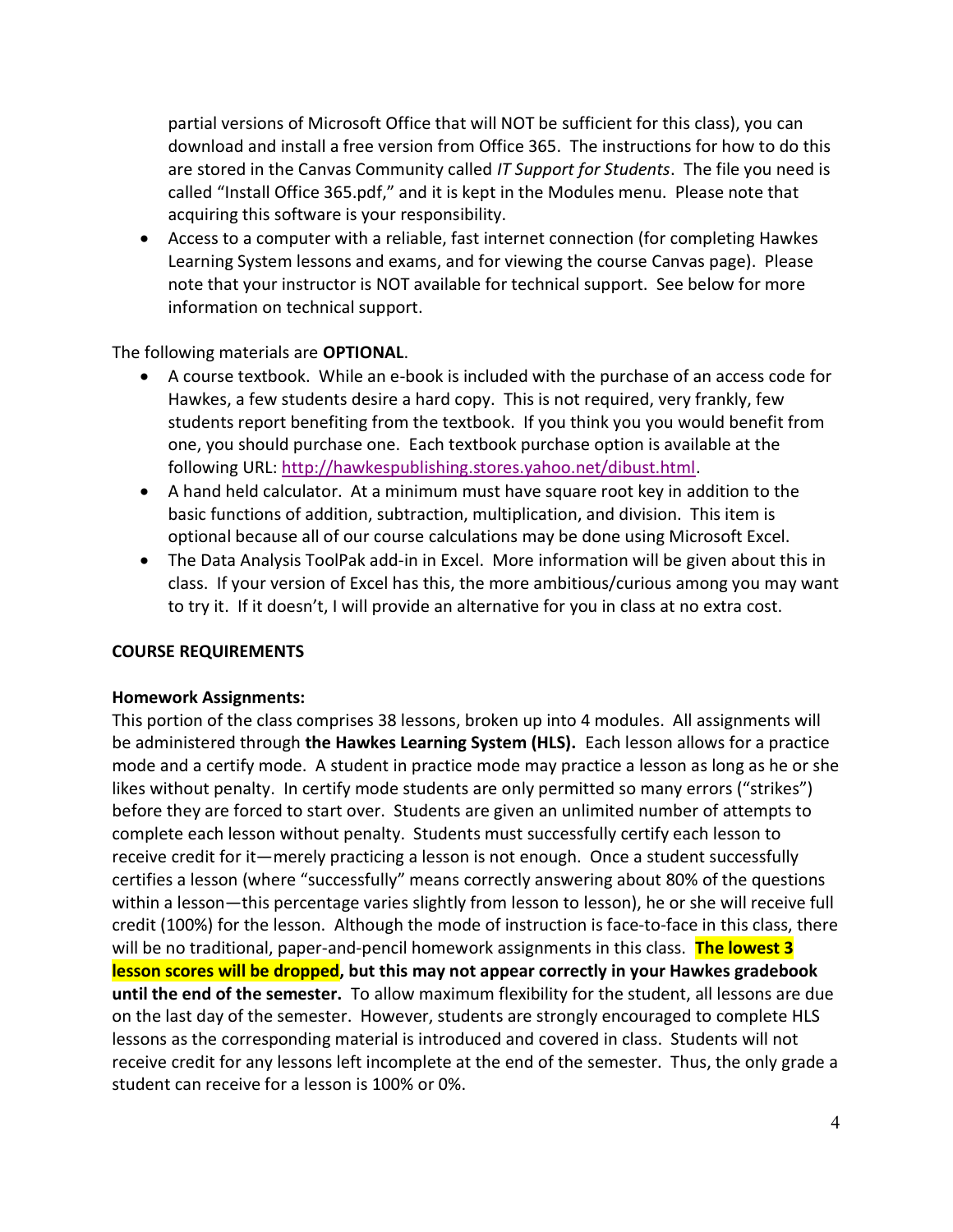partial versions of Microsoft Office that will NOT be sufficient for this class), you can download and install a free version from Office 365. The instructions for how to do this are stored in the Canvas Community called *IT Support for Students*. The file you need is called "Install Office 365.pdf," and it is kept in the Modules menu. Please note that acquiring this software is your responsibility.

- Access to a computer with a reliable, fast internet connection (for completing Hawkes Learning System lessons and exams, and for viewing the course Canvas page). Please note that your instructor is NOT available for technical support. See below for more information on technical support.

The following materials are **OPTIONAL**.

- A course textbook. While an e-book is included with the purchase of an access code for Hawkes, a few students desire a hard copy. This is not required, very frankly, few students report benefiting from the textbook. If you think you you would benefit from one, you should purchase one. Each textbook purchase option is available at the following URL: [http://hawkespublishing.stores.yahoo.net/dibust.html](http://hawkespublishing.stores.yahoo.net/dibust.html).
- A hand held calculator. At a minimum must have square root key in addition to the basic functions of addition, subtraction, multiplication, and division. This item is optional because all of our course calculations may be done using Microsoft Excel.
- The Data Analysis ToolPak add-in in Excel. More information will be given about this in class. If your version of Excel has this, the more ambitious/curious among you may want to try it. If it doesn't, I will provide an alternative for you in class at no extra cost.

**COURSE REQUIREMENTS**

**Homework Assignments:**

This portion of the class comprises 38 lessons, broken up into 4 modules. All assignments will be administered through **the Hawkes Learning System (HLS).** Each lesson allows for a practice mode and a certify mode. A student in practice mode may practice a lesson as long as he or she likes without penalty. In certify mode students are only permitted so many errors ("strikes") before they are forced to start over. Students are given an unlimited number of attempts to complete each lesson without penalty. Students must successfully certify each lesson to receive credit for it—merely practicing a lesson is not enough. Once a student successfully certifies a lesson (where "successfully" means correctly answering about 80% of the questions within a lesson—this percentage varies slightly from lesson to lesson), he or she will receive full credit (100%) for the lesson. Although the mode of instruction is face-to-face in this class, there will be no traditional, paper-and-pencil homework assignments in this class. **The lowest 3 lesson scores will be dropped, but this may not appear correctly in your Hawkes gradebook until the end of the semester.** To allow maximum flexibility for the student, all lessons are due on the last day of the semester. However, students are strongly encouraged to complete HLS lessons as the corresponding material is introduced and covered in class. Students will not receive credit for any lessons left incomplete at the end of the semester. Thus, the only grade a student can receive for a lesson is 100% or 0%.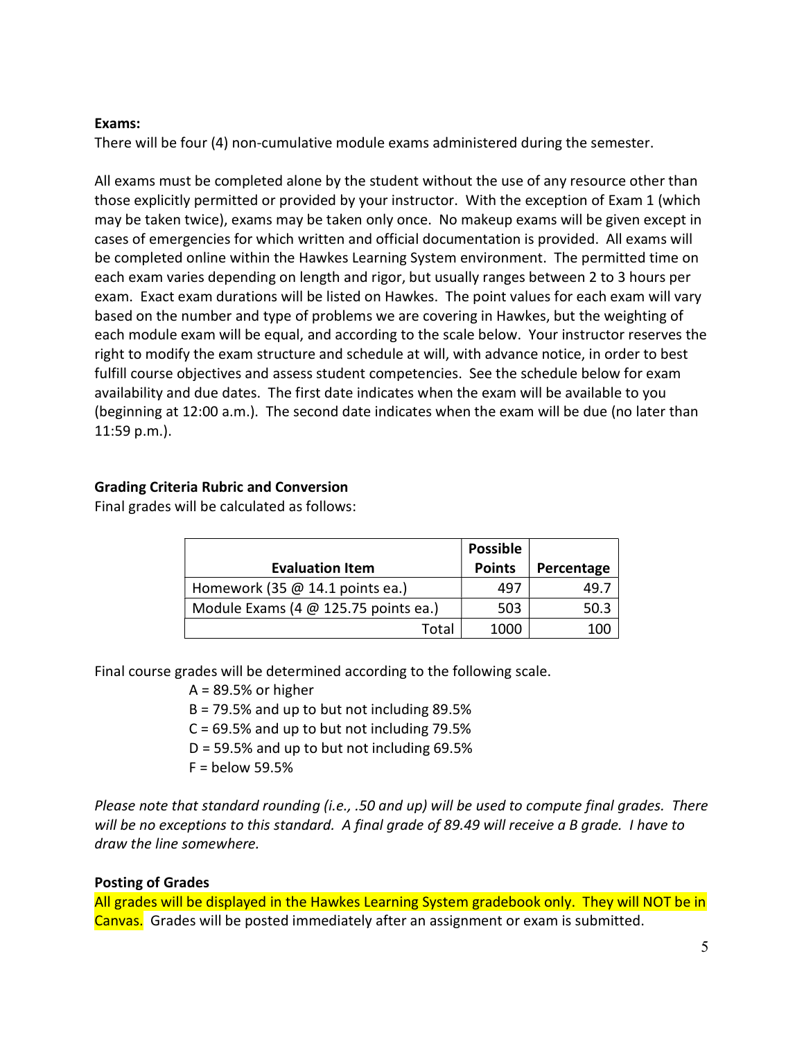**Exams:**

There will be four (4) non-cumulative module exams administered during the semester.

All exams must be completed alone by the student without the use of any resource other than those explicitly permitted or provided by your instructor. With the exception of Exam 1 (which may be taken twice), exams may be taken only once. No makeup exams will be given except in cases of emergencies for which written and official documentation is provided. All exams will be completed online within the Hawkes Learning System environment. The permitted time on each exam varies depending on length and rigor, but usually ranges between 2 to 3 hours per exam. Exact exam durations will be listed on Hawkes. The point values for each exam will vary based on the number and type of problems we are covering in Hawkes, but the weighting of each module exam will be equal, and according to the scale below. Your instructor reserves the right to modify the exam structure and schedule at will, with advance notice, in order to best fulfill course objectives and assess student competencies. See the schedule below for exam availability and due dates. The first date indicates when the exam will be available to you (beginning at 12:00 a.m.). The second date indicates when the exam will be due (no later than 11:59 p.m.).

**Grading Criteria Rubric and Conversion**

Final grades will be calculated as follows:

| Evaluation Item | Possible Points | Percentage |
|---|---|---|
| Homework (35 @ 14.1 points ea.) | 497 | 49.7 |
| Module Exams (4 @ 125.75 points ea.) | 503 | 50.3 |
| Total | 1000 | 100 |

Final course grades will be determined according to the following scale.

- A = 89.5% or higher
- B = 79.5% and up to but not including 89.5%
- C = 69.5% and up to but not including 79.5%
- D = 59.5% and up to but not including 69.5%
- F = below 59.5%

*Please note that standard rounding (i.e., .50 and up) will be used to compute final grades. There will be no exceptions to this standard. A final grade of 89.49 will receive a B grade. I have to draw the line somewhere.*

**Posting of Grades**

All grades will be displayed in the Hawkes Learning System gradebook only. They will NOT be in Canvas. Grades will be posted immediately after an assignment or exam is submitted.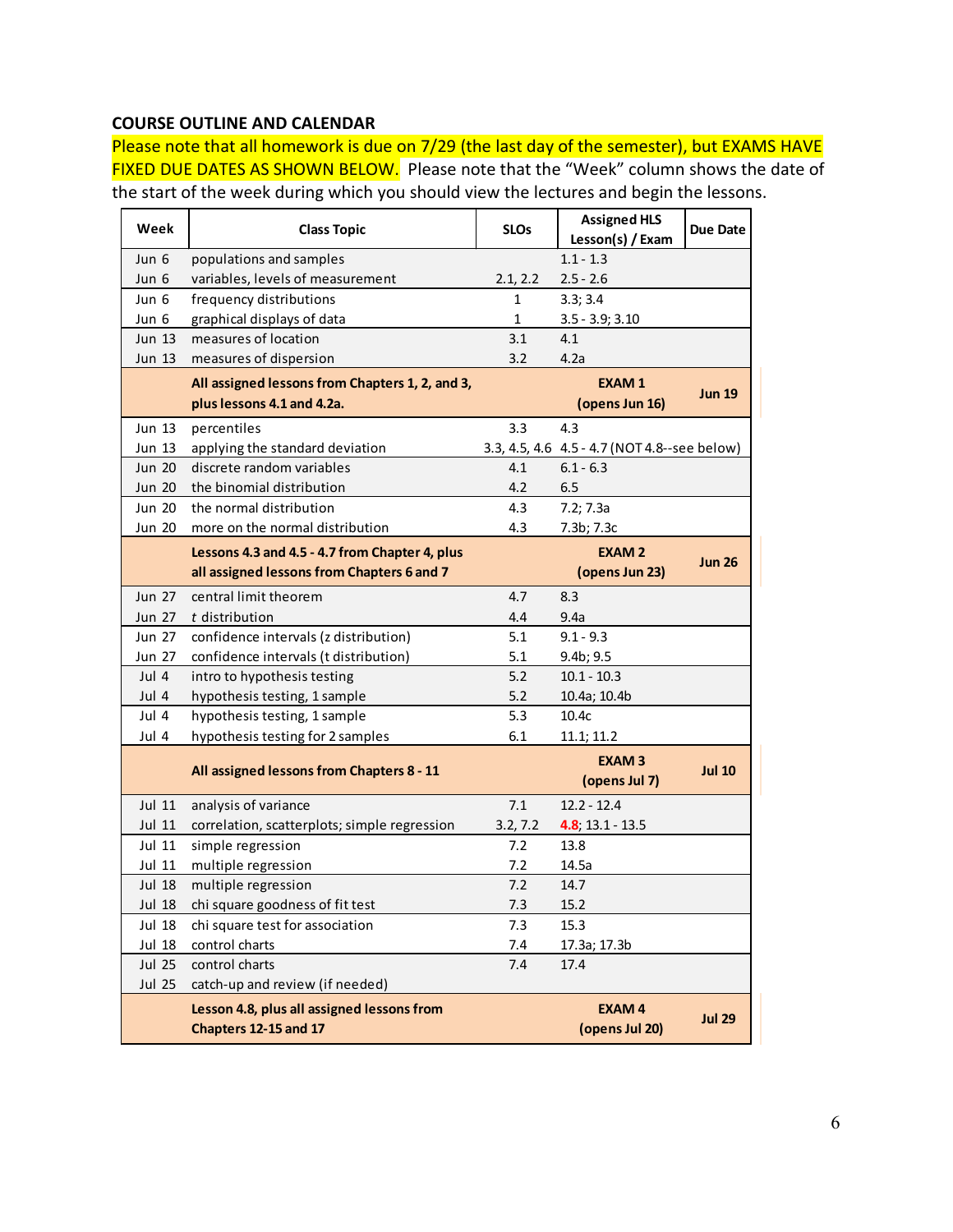## COURSE OUTLINE AND CALENDAR

Please note that all homework is due on 7/29 (the last day of the semester), but EXAMS HAVE FIXED DUE DATES AS SHOWN BELOW. Please note that the "Week" column shows the date of the start of the week during which you should view the lectures and begin the lessons.

| Week | Class Topic | SLOs | Assigned HLS Lesson(s) / Exam | Due Date |
|---|---|---|---|---|
| Jun 6 | populations and samples | | 1.1 - 1.3 | |
| Jun 6 | variables, levels of measurement | 2.1, 2.2 | 2.5 - 2.6 | |
| Jun 6 | frequency distributions | 1 | 3.3; 3.4 | |
| Jun 6 | graphical displays of data | 1 | 3.5 - 3.9; 3.10 | |
| Jun 13 | measures of location | 3.1 | 4.1 | |
| Jun 13 | measures of dispersion | 3.2 | 4.2a | |
| | **All assigned lessons from Chapters 1, 2, and 3, plus lessons 4.1 and 4.2a.** | | **EXAM 1 (opens Jun 16)** | **Jun 19** |
| Jun 13 | percentiles | 3.3 | 4.3 | |
| Jun 13 | applying the standard deviation | 3.3, 4.5, 4.6 | 4.5 - 4.7 (NOT 4.8--see below) | |
| Jun 20 | discrete random variables | 4.1 | 6.1 - 6.3 | |
| Jun 20 | the binomial distribution | 4.2 | 6.5 | |
| Jun 20 | the normal distribution | 4.3 | 7.2; 7.3a | |
| Jun 20 | more on the normal distribution | 4.3 | 7.3b; 7.3c | |
| | **Lessons 4.3 and 4.5 - 4.7 from Chapter 4, plus all assigned lessons from Chapters 6 and 7** | | **EXAM 2 (opens Jun 23)** | **Jun 26** |
| Jun 27 | central limit theorem | 4.7 | 8.3 | |
| Jun 27 | *t* distribution | 4.4 | 9.4a | |
| Jun 27 | confidence intervals (z distribution) | 5.1 | 9.1 - 9.3 | |
| Jun 27 | confidence intervals (t distribution) | 5.1 | 9.4b; 9.5 | |
| Jul 4 | intro to hypothesis testing | 5.2 | 10.1 - 10.3 | |
| Jul 4 | hypothesis testing, 1 sample | 5.2 | 10.4a; 10.4b | |
| Jul 4 | hypothesis testing, 1 sample | 5.3 | 10.4c | |
| Jul 4 | hypothesis testing for 2 samples | 6.1 | 11.1; 11.2 | |
| | **All assigned lessons from Chapters 8 - 11** | | **EXAM 3 (opens Jul 7)** | **Jul 10** |
| Jul 11 | analysis of variance | 7.1 | 12.2 - 12.4 | |
| Jul 11 | correlation, scatterplots; simple regression | 3.2, 7.2 | 4.8; 13.1 - 13.5 | |
| Jul 11 | simple regression | 7.2 | 13.8 | |
| Jul 11 | multiple regression | 7.2 | 14.5a | |
| Jul 18 | multiple regression | 7.2 | 14.7 | |
| Jul 18 | chi square goodness of fit test | 7.3 | 15.2 | |
| Jul 18 | chi square test for association | 7.3 | 15.3 | |
| Jul 18 | control charts | 7.4 | 17.3a; 17.3b | |
| Jul 25 | control charts | 7.4 | 17.4 | |
| Jul 25 | catch-up and review (if needed) | | | |
| | **Lesson 4.8, plus all assigned lessons from Chapters 12-15 and 17** | | **EXAM 4 (opens Jul 20)** | **Jul 29** |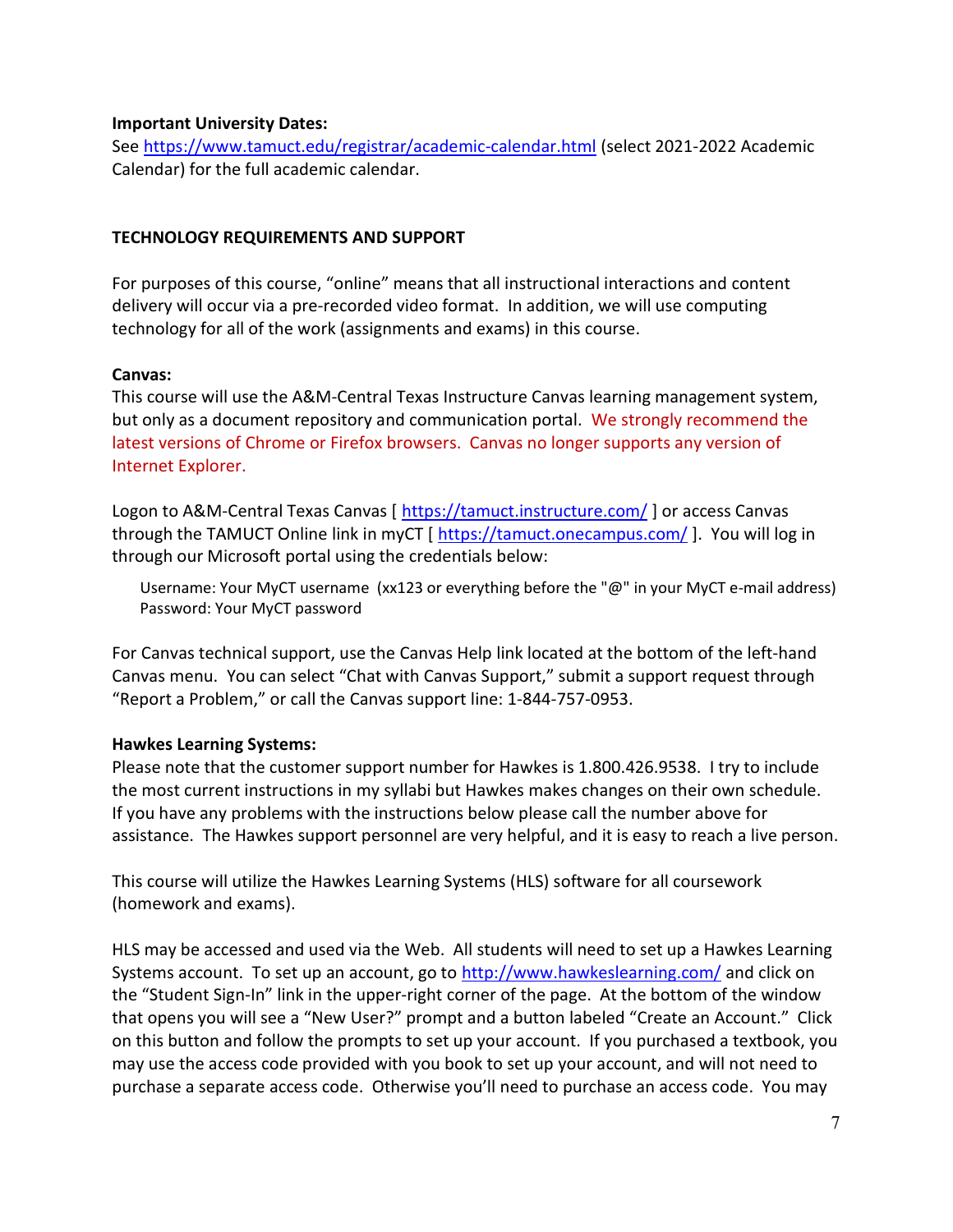**Important University Dates:**
See https://www.tamuct.edu/registrar/academic-calendar.html (select 2021-2022 Academic Calendar) for the full academic calendar.

## TECHNOLOGY REQUIREMENTS AND SUPPORT

For purposes of this course, "online" means that all instructional interactions and content delivery will occur via a pre-recorded video format. In addition, we will use computing technology for all of the work (assignments and exams) in this course.

**Canvas:**
This course will use the A&M-Central Texas Instructure Canvas learning management system, but only as a document repository and communication portal. We strongly recommend the latest versions of Chrome or Firefox browsers. Canvas no longer supports any version of Internet Explorer.

Logon to A&M-Central Texas Canvas [ https://tamuct.instructure.com/ ] or access Canvas through the TAMUCT Online link in myCT [ https://tamuct.onecampus.com/ ]. You will log in through our Microsoft portal using the credentials below:

> Username: Your MyCT username (xx123 or everything before the "@" in your MyCT e-mail address)
> Password: Your MyCT password

For Canvas technical support, use the Canvas Help link located at the bottom of the left-hand Canvas menu. You can select "Chat with Canvas Support," submit a support request through "Report a Problem," or call the Canvas support line: 1-844-757-0953.

**Hawkes Learning Systems:**
Please note that the customer support number for Hawkes is 1.800.426.9538. I try to include the most current instructions in my syllabi but Hawkes makes changes on their own schedule. If you have any problems with the instructions below please call the number above for assistance. The Hawkes support personnel are very helpful, and it is easy to reach a live person.

This course will utilize the Hawkes Learning Systems (HLS) software for all coursework (homework and exams).

HLS may be accessed and used via the Web. All students will need to set up a Hawkes Learning Systems account. To set up an account, go to http://www.hawkeslearning.com/ and click on the "Student Sign-In" link in the upper-right corner of the page. At the bottom of the window that opens you will see a "New User?" prompt and a button labeled "Create an Account." Click on this button and follow the prompts to set up your account. If you purchased a textbook, you may use the access code provided with you book to set up your account, and will not need to purchase a separate access code. Otherwise you'll need to purchase an access code. You may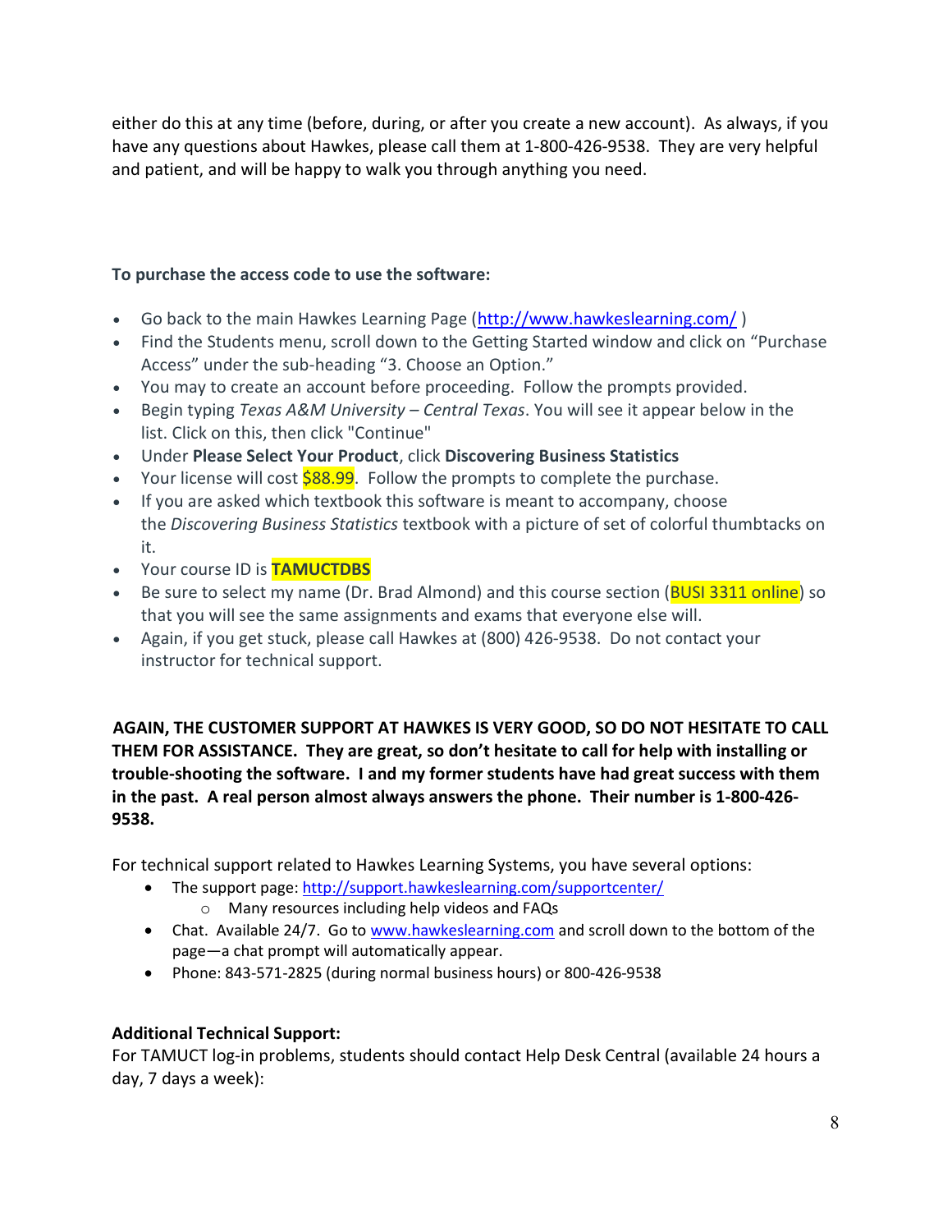either do this at any time (before, during, or after you create a new account). As always, if you have any questions about Hawkes, please call them at 1-800-426-9538. They are very helpful and patient, and will be happy to walk you through anything you need.

**To purchase the access code to use the software:**

- Go back to the main Hawkes Learning Page (http://www.hawkeslearning.com/ )
- Find the Students menu, scroll down to the Getting Started window and click on "Purchase Access" under the sub-heading "3. Choose an Option."
- You may to create an account before proceeding. Follow the prompts provided.
- Begin typing *Texas A&M University – Central Texas*. You will see it appear below in the list. Click on this, then click "Continue"
- Under **Please Select Your Product**, click **Discovering Business Statistics**
- Your license will cost $88.99. Follow the prompts to complete the purchase.
- If you are asked which textbook this software is meant to accompany, choose the *Discovering Business Statistics* textbook with a picture of set of colorful thumbtacks on it.
- Your course ID is **TAMUCTDBS**
- Be sure to select my name (Dr. Brad Almond) and this course section (BUSI 3311 online) so that you will see the same assignments and exams that everyone else will.
- Again, if you get stuck, please call Hawkes at (800) 426-9538. Do not contact your instructor for technical support.

**AGAIN, THE CUSTOMER SUPPORT AT HAWKES IS VERY GOOD, SO DO NOT HESITATE TO CALL THEM FOR ASSISTANCE. They are great, so don't hesitate to call for help with installing or trouble-shooting the software. I and my former students have had great success with them in the past. A real person almost always answers the phone. Their number is 1-800-426-9538.**

For technical support related to Hawkes Learning Systems, you have several options:

- The support page: http://support.hawkeslearning.com/supportcenter/
  - Many resources including help videos and FAQs
- Chat. Available 24/7. Go to www.hawkeslearning.com and scroll down to the bottom of the page—a chat prompt will automatically appear.
- Phone: 843-571-2825 (during normal business hours) or 800-426-9538

**Additional Technical Support:**
For TAMUCT log-in problems, students should contact Help Desk Central (available 24 hours a day, 7 days a week):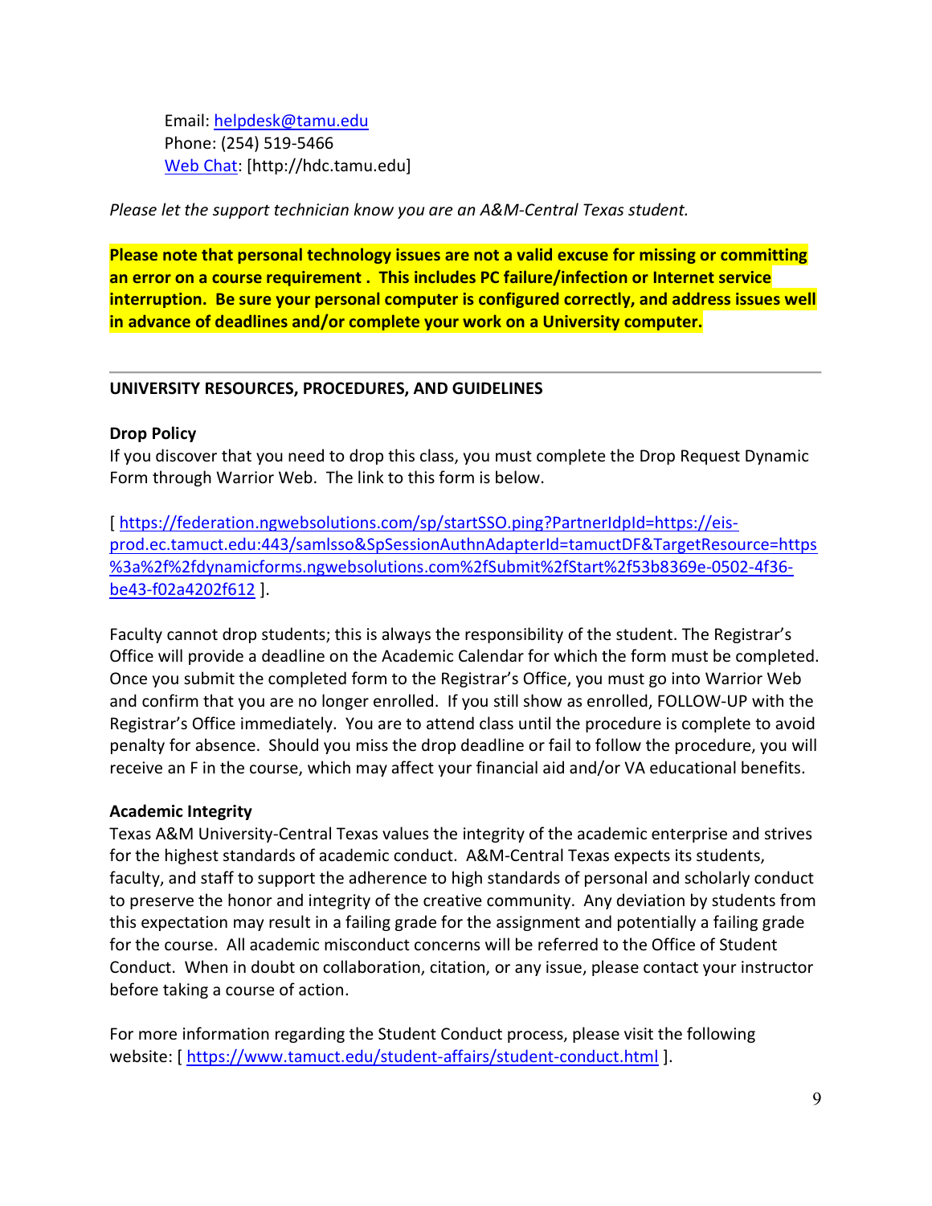Email: [helpdesk@tamu.edu](mailto:helpdesk@tamu.edu)
Phone: (254) 519-5466
[Web Chat](http://hdc.tamu.edu): [http://hdc.tamu.edu]

*Please let the support technician know you are an A&M-Central Texas student.*

**Please note that personal technology issues are not a valid excuse for missing or committing an error on a course requirement . This includes PC failure/infection or Internet service interruption. Be sure your personal computer is configured correctly, and address issues well in advance of deadlines and/or complete your work on a University computer.**

---

**UNIVERSITY RESOURCES, PROCEDURES, AND GUIDELINES**

**Drop Policy**
If you discover that you need to drop this class, you must complete the Drop Request Dynamic Form through Warrior Web. The link to this form is below.

[ https://federation.ngwebsolutions.com/sp/startSSO.ping?PartnerIdpId=https://eis-prod.ec.tamuct.edu:443/samlsso&SpSessionAuthnAdapterId=tamuctDF&TargetResource=https%3a%2f%2fdynamicforms.ngwebsolutions.com%2fSubmit%2fStart%2f53b8369e-0502-4f36-be43-f02a4202f612 ].

Faculty cannot drop students; this is always the responsibility of the student. The Registrar's Office will provide a deadline on the Academic Calendar for which the form must be completed. Once you submit the completed form to the Registrar's Office, you must go into Warrior Web and confirm that you are no longer enrolled. If you still show as enrolled, FOLLOW-UP with the Registrar's Office immediately. You are to attend class until the procedure is complete to avoid penalty for absence. Should you miss the drop deadline or fail to follow the procedure, you will receive an F in the course, which may affect your financial aid and/or VA educational benefits.

**Academic Integrity**
Texas A&M University-Central Texas values the integrity of the academic enterprise and strives for the highest standards of academic conduct. A&M-Central Texas expects its students, faculty, and staff to support the adherence to high standards of personal and scholarly conduct to preserve the honor and integrity of the creative community. Any deviation by students from this expectation may result in a failing grade for the assignment and potentially a failing grade for the course. All academic misconduct concerns will be referred to the Office of Student Conduct. When in doubt on collaboration, citation, or any issue, please contact your instructor before taking a course of action.

For more information regarding the Student Conduct process, please visit the following website: [ https://www.tamuct.edu/student-affairs/student-conduct.html ].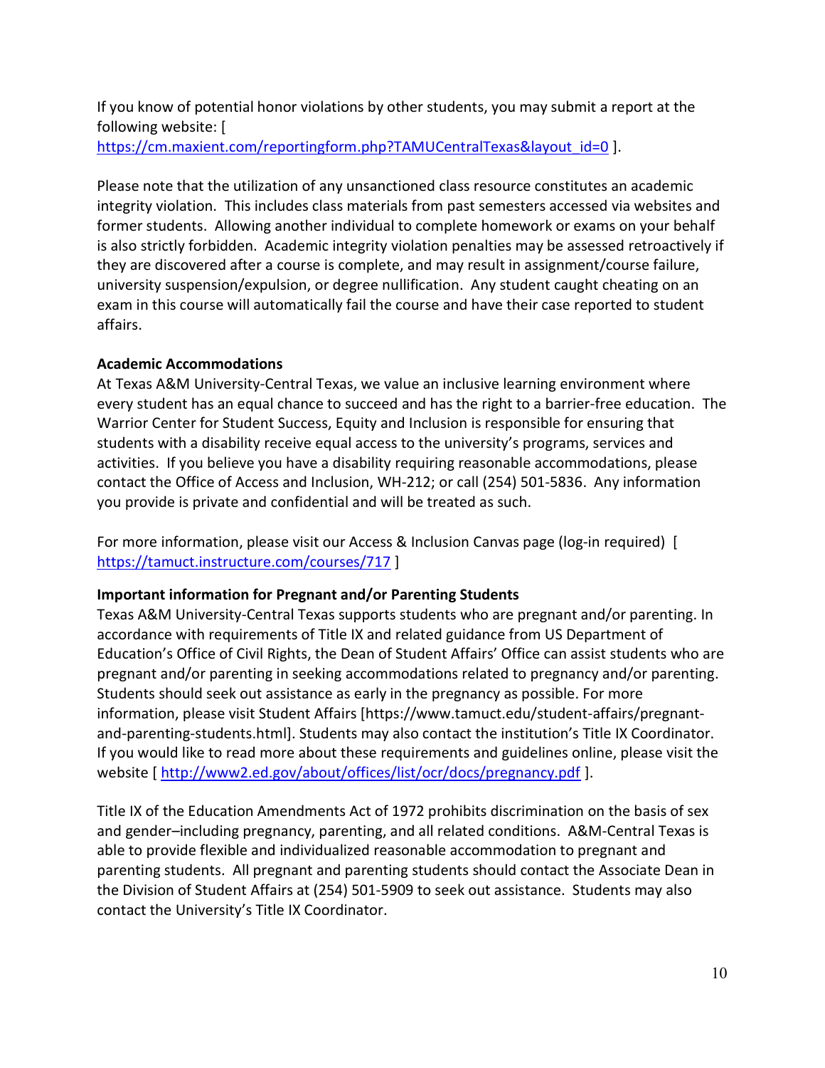If you know of potential honor violations by other students, you may submit a report at the following website: [ https://cm.maxient.com/reportingform.php?TAMUCentralTexas&layout_id=0 ].

Please note that the utilization of any unsanctioned class resource constitutes an academic integrity violation. This includes class materials from past semesters accessed via websites and former students. Allowing another individual to complete homework or exams on your behalf is also strictly forbidden. Academic integrity violation penalties may be assessed retroactively if they are discovered after a course is complete, and may result in assignment/course failure, university suspension/expulsion, or degree nullification. Any student caught cheating on an exam in this course will automatically fail the course and have their case reported to student affairs.

**Academic Accommodations**

At Texas A&M University-Central Texas, we value an inclusive learning environment where every student has an equal chance to succeed and has the right to a barrier-free education. The Warrior Center for Student Success, Equity and Inclusion is responsible for ensuring that students with a disability receive equal access to the university's programs, services and activities. If you believe you have a disability requiring reasonable accommodations, please contact the Office of Access and Inclusion, WH-212; or call (254) 501-5836. Any information you provide is private and confidential and will be treated as such.

For more information, please visit our Access & Inclusion Canvas page (log-in required) [ https://tamuct.instructure.com/courses/717 ]

**Important information for Pregnant and/or Parenting Students**

Texas A&M University-Central Texas supports students who are pregnant and/or parenting. In accordance with requirements of Title IX and related guidance from US Department of Education's Office of Civil Rights, the Dean of Student Affairs' Office can assist students who are pregnant and/or parenting in seeking accommodations related to pregnancy and/or parenting. Students should seek out assistance as early in the pregnancy as possible. For more information, please visit Student Affairs [https://www.tamuct.edu/student-affairs/pregnant-and-parenting-students.html]. Students may also contact the institution's Title IX Coordinator. If you would like to read more about these requirements and guidelines online, please visit the website [ http://www2.ed.gov/about/offices/list/ocr/docs/pregnancy.pdf ].

Title IX of the Education Amendments Act of 1972 prohibits discrimination on the basis of sex and gender–including pregnancy, parenting, and all related conditions. A&M-Central Texas is able to provide flexible and individualized reasonable accommodation to pregnant and parenting students. All pregnant and parenting students should contact the Associate Dean in the Division of Student Affairs at (254) 501-5909 to seek out assistance. Students may also contact the University's Title IX Coordinator.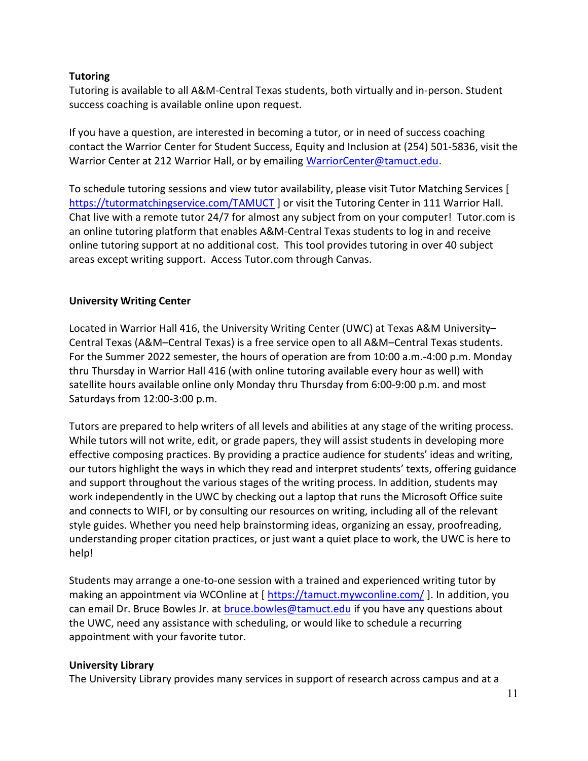**Tutoring**

Tutoring is available to all A&M-Central Texas students, both virtually and in-person. Student success coaching is available online upon request.

If you have a question, are interested in becoming a tutor, or in need of success coaching contact the Warrior Center for Student Success, Equity and Inclusion at (254) 501-5836, visit the Warrior Center at 212 Warrior Hall, or by emailing WarriorCenter@tamuct.edu.

To schedule tutoring sessions and view tutor availability, please visit Tutor Matching Services [ https://tutormatchingservice.com/TAMUCT ] or visit the Tutoring Center in 111 Warrior Hall. Chat live with a remote tutor 24/7 for almost any subject from on your computer! Tutor.com is an online tutoring platform that enables A&M-Central Texas students to log in and receive online tutoring support at no additional cost. This tool provides tutoring in over 40 subject areas except writing support. Access Tutor.com through Canvas.

**University Writing Center**

Located in Warrior Hall 416, the University Writing Center (UWC) at Texas A&M University–Central Texas (A&M–Central Texas) is a free service open to all A&M–Central Texas students. For the Summer 2022 semester, the hours of operation are from 10:00 a.m.-4:00 p.m. Monday thru Thursday in Warrior Hall 416 (with online tutoring available every hour as well) with satellite hours available online only Monday thru Thursday from 6:00-9:00 p.m. and most Saturdays from 12:00-3:00 p.m.

Tutors are prepared to help writers of all levels and abilities at any stage of the writing process. While tutors will not write, edit, or grade papers, they will assist students in developing more effective composing practices. By providing a practice audience for students' ideas and writing, our tutors highlight the ways in which they read and interpret students' texts, offering guidance and support throughout the various stages of the writing process. In addition, students may work independently in the UWC by checking out a laptop that runs the Microsoft Office suite and connects to WIFI, or by consulting our resources on writing, including all of the relevant style guides. Whether you need help brainstorming ideas, organizing an essay, proofreading, understanding proper citation practices, or just want a quiet place to work, the UWC is here to help!

Students may arrange a one-to-one session with a trained and experienced writing tutor by making an appointment via WCOnline at [ https://tamuct.mywconline.com/ ]. In addition, you can email Dr. Bruce Bowles Jr. at bruce.bowles@tamuct.edu if you have any questions about the UWC, need any assistance with scheduling, or would like to schedule a recurring appointment with your favorite tutor.

**University Library**

The University Library provides many services in support of research across campus and at a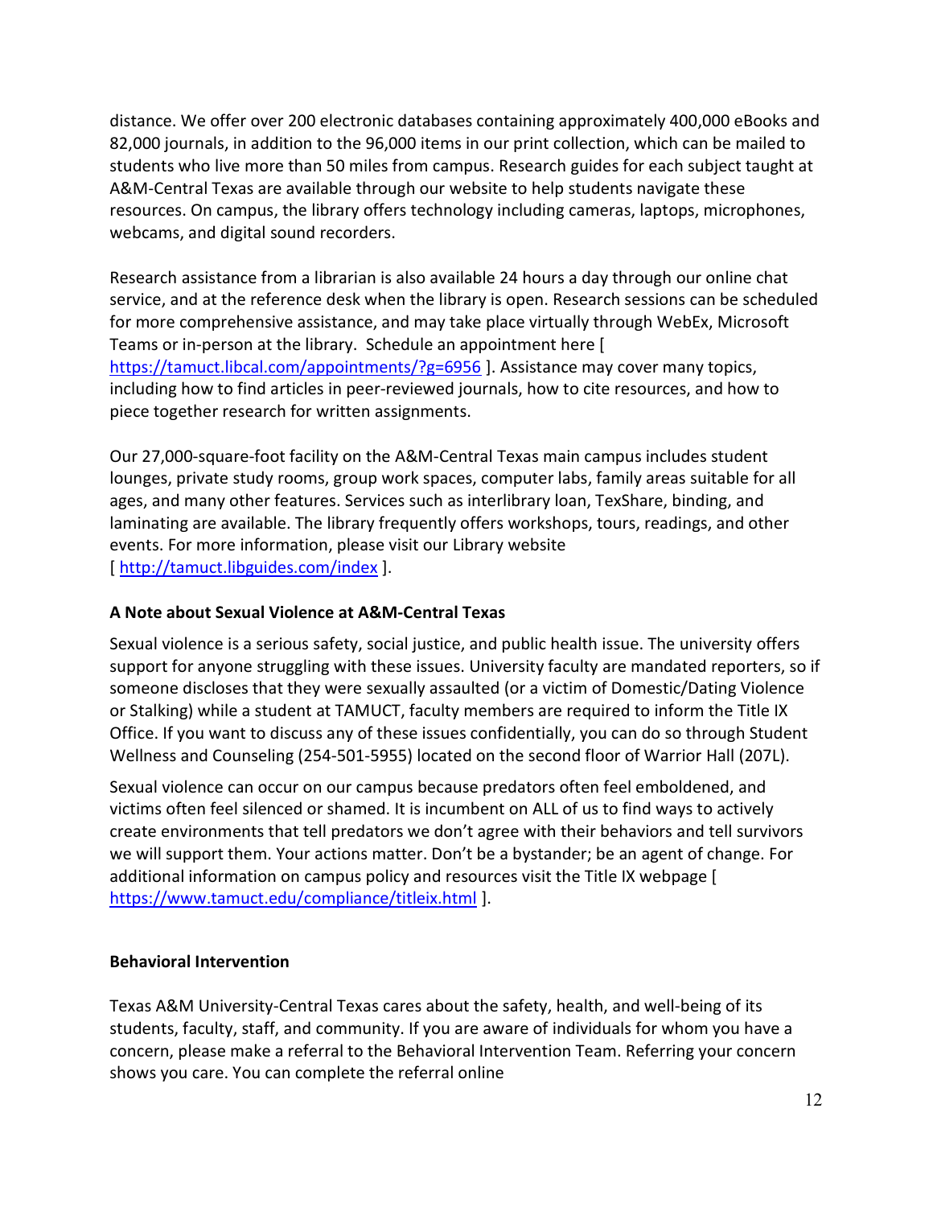distance. We offer over 200 electronic databases containing approximately 400,000 eBooks and 82,000 journals, in addition to the 96,000 items in our print collection, which can be mailed to students who live more than 50 miles from campus. Research guides for each subject taught at A&M-Central Texas are available through our website to help students navigate these resources. On campus, the library offers technology including cameras, laptops, microphones, webcams, and digital sound recorders.

Research assistance from a librarian is also available 24 hours a day through our online chat service, and at the reference desk when the library is open. Research sessions can be scheduled for more comprehensive assistance, and may take place virtually through WebEx, Microsoft Teams or in-person at the library. Schedule an appointment here [ https://tamuct.libcal.com/appointments/?g=6956 ]. Assistance may cover many topics, including how to find articles in peer-reviewed journals, how to cite resources, and how to piece together research for written assignments.

Our 27,000-square-foot facility on the A&M-Central Texas main campus includes student lounges, private study rooms, group work spaces, computer labs, family areas suitable for all ages, and many other features. Services such as interlibrary loan, TexShare, binding, and laminating are available. The library frequently offers workshops, tours, readings, and other events. For more information, please visit our Library website [ http://tamuct.libguides.com/index ].

**A Note about Sexual Violence at A&M-Central Texas**

Sexual violence is a serious safety, social justice, and public health issue. The university offers support for anyone struggling with these issues. University faculty are mandated reporters, so if someone discloses that they were sexually assaulted (or a victim of Domestic/Dating Violence or Stalking) while a student at TAMUCT, faculty members are required to inform the Title IX Office. If you want to discuss any of these issues confidentially, you can do so through Student Wellness and Counseling (254-501-5955) located on the second floor of Warrior Hall (207L).

Sexual violence can occur on our campus because predators often feel emboldened, and victims often feel silenced or shamed. It is incumbent on ALL of us to find ways to actively create environments that tell predators we don't agree with their behaviors and tell survivors we will support them. Your actions matter. Don't be a bystander; be an agent of change. For additional information on campus policy and resources visit the Title IX webpage [ https://www.tamuct.edu/compliance/titleix.html ].

**Behavioral Intervention**

Texas A&M University-Central Texas cares about the safety, health, and well-being of its students, faculty, staff, and community. If you are aware of individuals for whom you have a concern, please make a referral to the Behavioral Intervention Team. Referring your concern shows you care. You can complete the referral online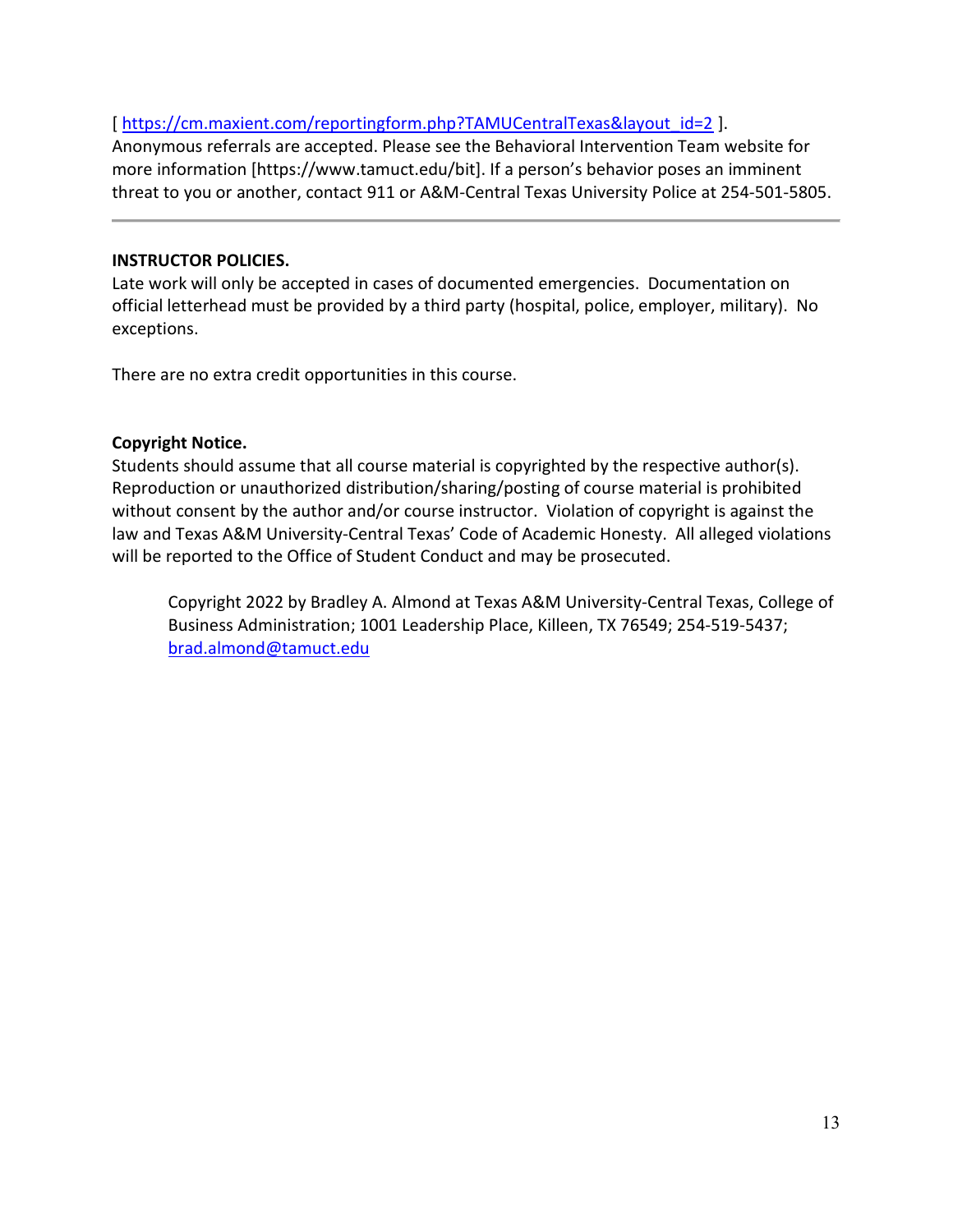[ https://cm.maxient.com/reportingform.php?TAMUCentralTexas&layout_id=2 ].
Anonymous referrals are accepted. Please see the Behavioral Intervention Team website for more information [https://www.tamuct.edu/bit]. If a person's behavior poses an imminent threat to you or another, contact 911 or A&M-Central Texas University Police at 254-501-5805.

---

**INSTRUCTOR POLICIES.**
Late work will only be accepted in cases of documented emergencies. Documentation on official letterhead must be provided by a third party (hospital, police, employer, military). No exceptions.

There are no extra credit opportunities in this course.

**Copyright Notice.**
Students should assume that all course material is copyrighted by the respective author(s). Reproduction or unauthorized distribution/sharing/posting of course material is prohibited without consent by the author and/or course instructor. Violation of copyright is against the law and Texas A&M University-Central Texas' Code of Academic Honesty. All alleged violations will be reported to the Office of Student Conduct and may be prosecuted.

> Copyright 2022 by Bradley A. Almond at Texas A&M University-Central Texas, College of Business Administration; 1001 Leadership Place, Killeen, TX 76549; 254-519-5437; brad.almond@tamuct.edu